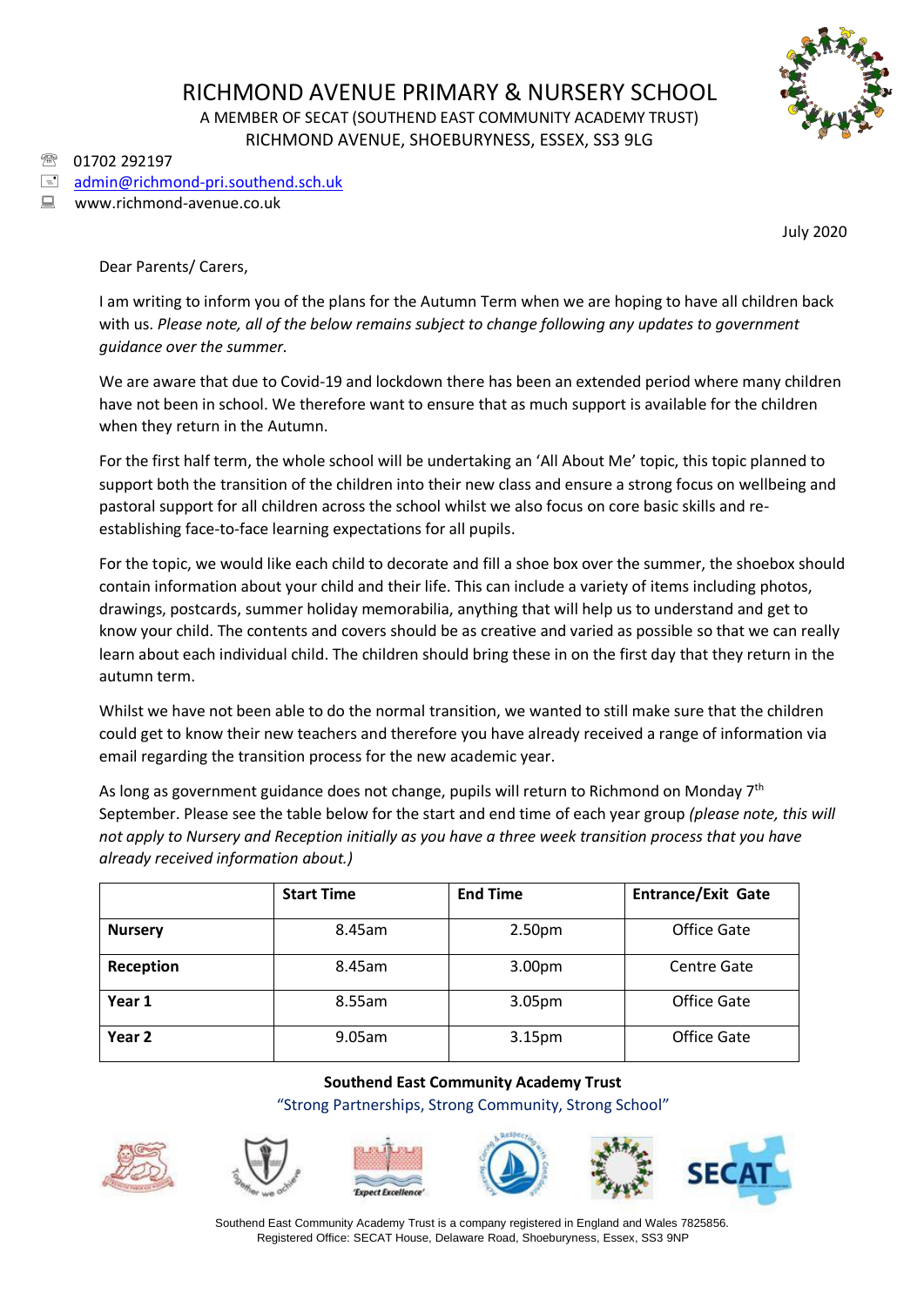# RICHMOND AVENUE PRIMARY & NURSERY SCHOOL

A MEMBER OF SECAT (SOUTHEND EAST COMMUNITY ACADEMY TRUST)
RICHMOND AVENUE, SHOEBURYNESS, ESSEX, SS3 9LG

01702 292197
admin@richmond-pri.southend.sch.uk
www.richmond-avenue.co.uk

July 2020

Dear Parents/ Carers,

I am writing to inform you of the plans for the Autumn Term when we are hoping to have all children back with us. *Please note, all of the below remains subject to change following any updates to government guidance over the summer.*

We are aware that due to Covid-19 and lockdown there has been an extended period where many children have not been in school. We therefore want to ensure that as much support is available for the children when they return in the Autumn.

For the first half term, the whole school will be undertaking an 'All About Me' topic, this topic planned to support both the transition of the children into their new class and ensure a strong focus on wellbeing and pastoral support for all children across the school whilst we also focus on core basic skills and re-establishing face-to-face learning expectations for all pupils.

For the topic, we would like each child to decorate and fill a shoe box over the summer, the shoebox should contain information about your child and their life. This can include a variety of items including photos, drawings, postcards, summer holiday memorabilia, anything that will help us to understand and get to know your child. The contents and covers should be as creative and varied as possible so that we can really learn about each individual child. The children should bring these in on the first day that they return in the autumn term.

Whilst we have not been able to do the normal transition, we wanted to still make sure that the children could get to know their new teachers and therefore you have already received a range of information via email regarding the transition process for the new academic year.

As long as government guidance does not change, pupils will return to Richmond on Monday 7th September. Please see the table below for the start and end time of each year group *(please note, this will not apply to Nursery and Reception initially as you have a three week transition process that you have already received information about.)*

| | Start Time | End Time | Entrance/Exit Gate |
|---|---|---|---|
| **Nursery** | 8.45am | 2.50pm | Office Gate |
| **Reception** | 8.45am | 3.00pm | Centre Gate |
| **Year 1** | 8.55am | 3.05pm | Office Gate |
| **Year 2** | 9.05am | 3.15pm | Office Gate |

**Southend East Community Academy Trust**

"Strong Partnerships, Strong Community, Strong School"

Southend East Community Academy Trust is a company registered in England and Wales 7825856.
Registered Office: SECAT House, Delaware Road, Shoeburyness, Essex, SS3 9NP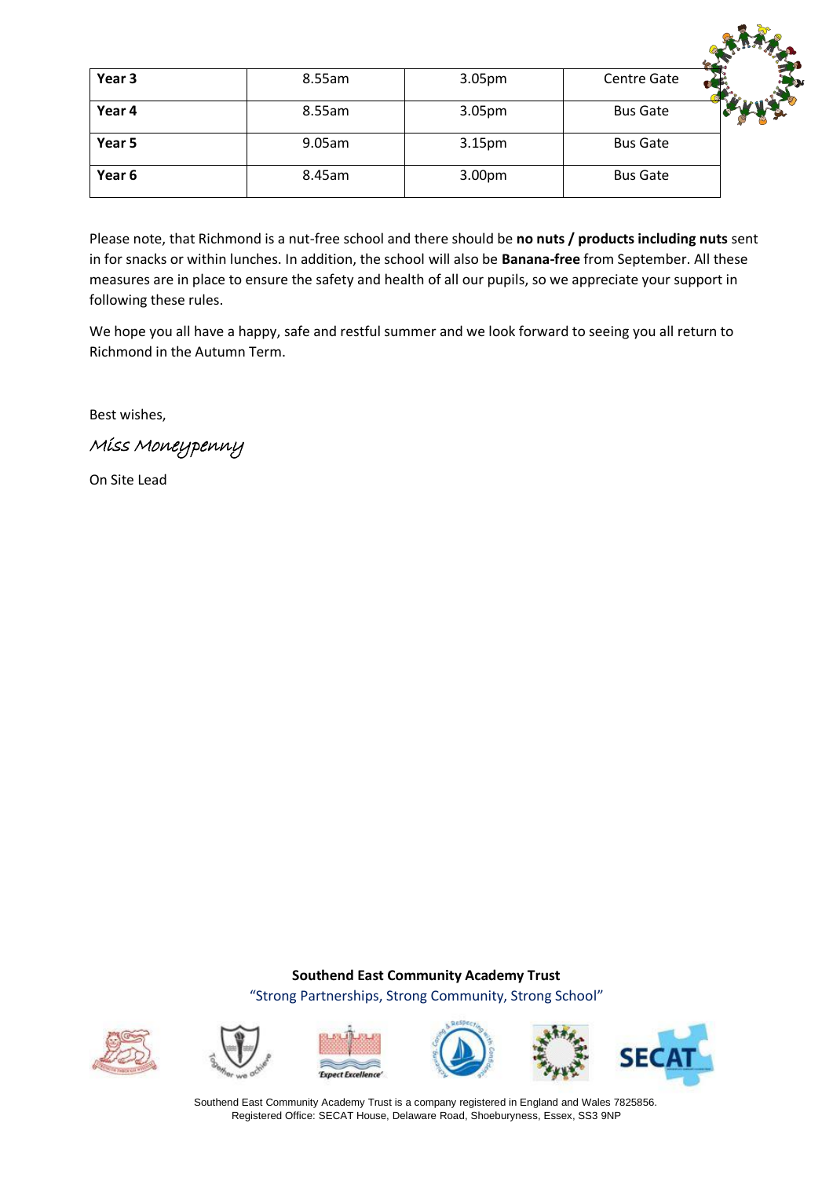| | | | |
|---|---|---|---|
| **Year 3** | 8.55am | 3.05pm | Centre Gate |
| **Year 4** | 8.55am | 3.05pm | Bus Gate |
| **Year 5** | 9.05am | 3.15pm | Bus Gate |
| **Year 6** | 8.45am | 3.00pm | Bus Gate |

Please note, that Richmond is a nut-free school and there should be **no nuts / products including nuts** sent in for snacks or within lunches. In addition, the school will also be **Banana-free** from September. All these measures are in place to ensure the safety and health of all our pupils, so we appreciate your support in following these rules.

We hope you all have a happy, safe and restful summer and we look forward to seeing you all return to Richmond in the Autumn Term.

Best wishes,

*Miss Moneypenny*

On Site Lead

**Southend East Community Academy Trust**

"Strong Partnerships, Strong Community, Strong School"

Southend East Community Academy Trust is a company registered in England and Wales 7825856.
Registered Office: SECAT House, Delaware Road, Shoeburyness, Essex, SS3 9NP